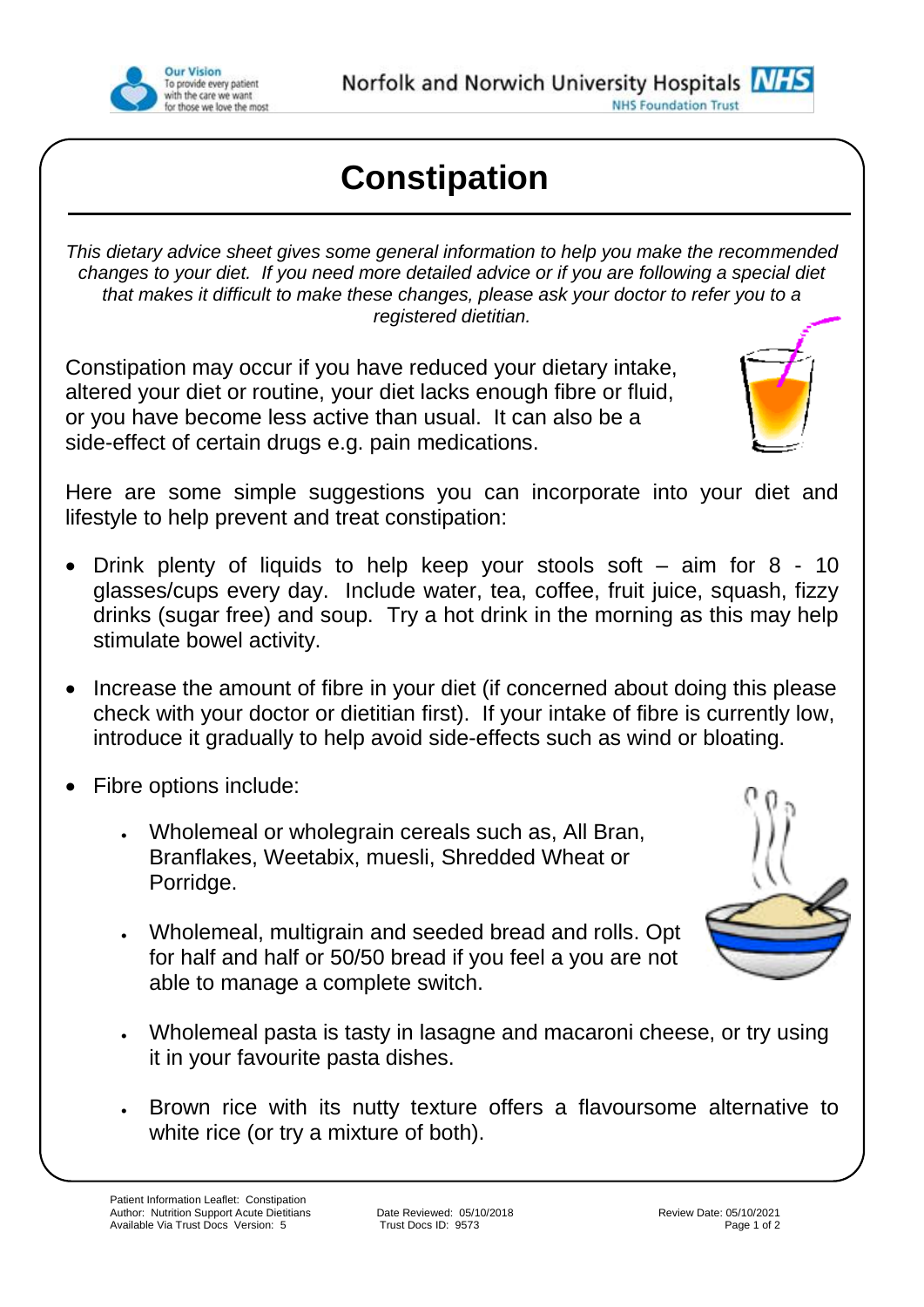# Constipation

*This dietary advice sheet gives some general information to help you make the recommended changes to your diet. If you need more detailed advice or if you are following a special diet that makes it difficult to make these changes, please ask your doctor to refer you to a registered dietitian.*

Constipation may occur if you have reduced your dietary intake, altered your diet or routine, your diet lacks enough fibre or fluid, or you have become less active than usual. It can also be a side-effect of certain drugs e.g. pain medications.

Here are some simple suggestions you can incorporate into your diet and lifestyle to help prevent and treat constipation:

- Drink plenty of liquids to help keep your stools soft – aim for 8 - 10 glasses/cups every day. Include water, tea, coffee, fruit juice, squash, fizzy drinks (sugar free) and soup. Try a hot drink in the morning as this may help stimulate bowel activity.

- Increase the amount of fibre in your diet (if concerned about doing this please check with your doctor or dietitian first). If your intake of fibre is currently low, introduce it gradually to help avoid side-effects such as wind or bloating.

- Fibre options include:

  - Wholemeal or wholegrain cereals such as, All Bran, Branflakes, Weetabix, muesli, Shredded Wheat or Porridge.

  - Wholemeal, multigrain and seeded bread and rolls. Opt for half and half or 50/50 bread if you feel a you are not able to manage a complete switch.

  - Wholemeal pasta is tasty in lasagne and macaroni cheese, or try using it in your favourite pasta dishes.

  - Brown rice with its nutty texture offers a flavoursome alternative to white rice (or try a mixture of both).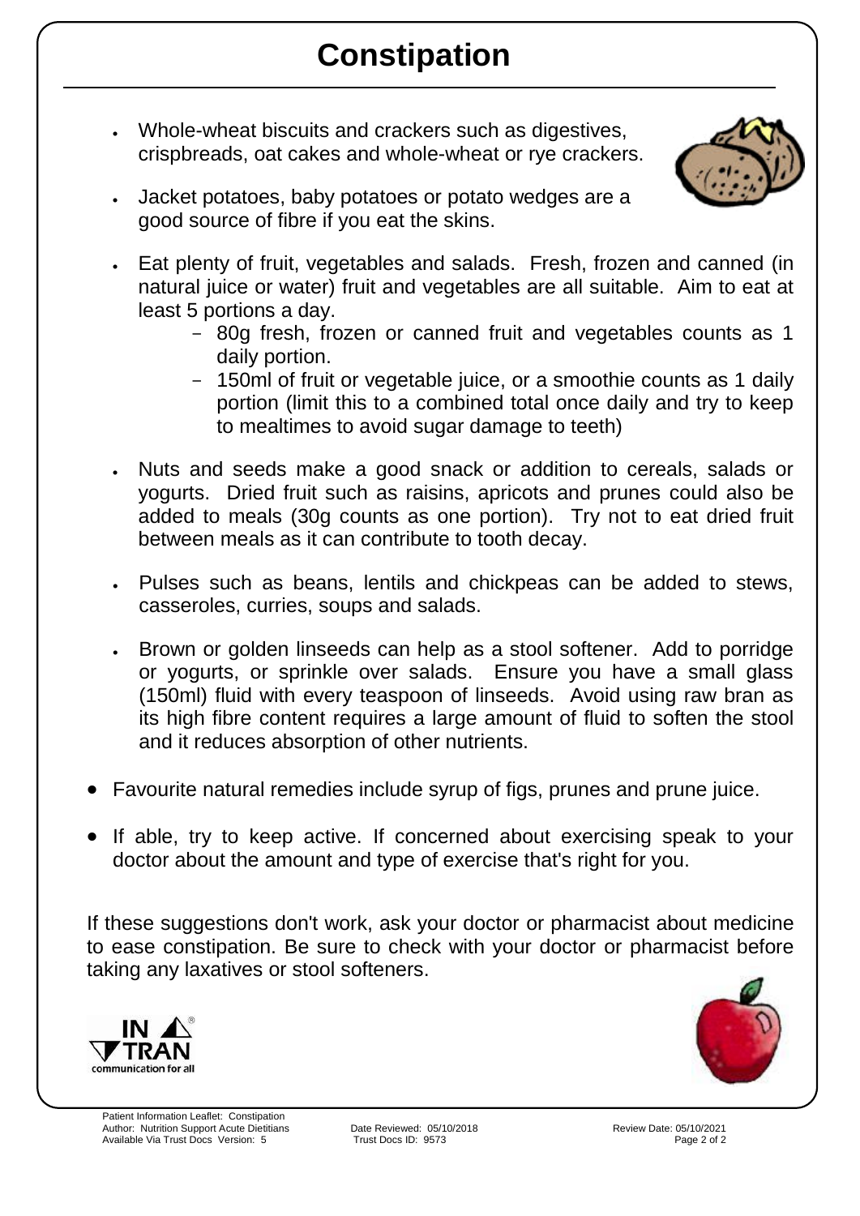# Constipation

- Whole-wheat biscuits and crackers such as digestives, crispbreads, oat cakes and whole-wheat or rye crackers.
- Jacket potatoes, baby potatoes or potato wedges are a good source of fibre if you eat the skins.
- Eat plenty of fruit, vegetables and salads. Fresh, frozen and canned (in natural juice or water) fruit and vegetables are all suitable. Aim to eat at least 5 portions a day.
  - 80g fresh, frozen or canned fruit and vegetables counts as 1 daily portion.
  - 150ml of fruit or vegetable juice, or a smoothie counts as 1 daily portion (limit this to a combined total once daily and try to keep to mealtimes to avoid sugar damage to teeth)
- Nuts and seeds make a good snack or addition to cereals, salads or yogurts. Dried fruit such as raisins, apricots and prunes could also be added to meals (30g counts as one portion). Try not to eat dried fruit between meals as it can contribute to tooth decay.
- Pulses such as beans, lentils and chickpeas can be added to stews, casseroles, curries, soups and salads.
- Brown or golden linseeds can help as a stool softener. Add to porridge or yogurts, or sprinkle over salads. Ensure you have a small glass (150ml) fluid with every teaspoon of linseeds. Avoid using raw bran as its high fibre content requires a large amount of fluid to soften the stool and it reduces absorption of other nutrients.

- Favourite natural remedies include syrup of figs, prunes and prune juice.
- If able, try to keep active. If concerned about exercising speak to your doctor about the amount and type of exercise that's right for you.

If these suggestions don't work, ask your doctor or pharmacist about medicine to ease constipation. Be sure to check with your doctor or pharmacist before taking any laxatives or stool softeners.

IN TRAN communication for all

Patient Information Leaflet: Constipation
Author: Nutrition Support Acute Dietitians
Available Via Trust Docs Version: 5
Date Reviewed: 05/10/2018
Trust Docs ID: 9573
Review Date: 05/10/2021